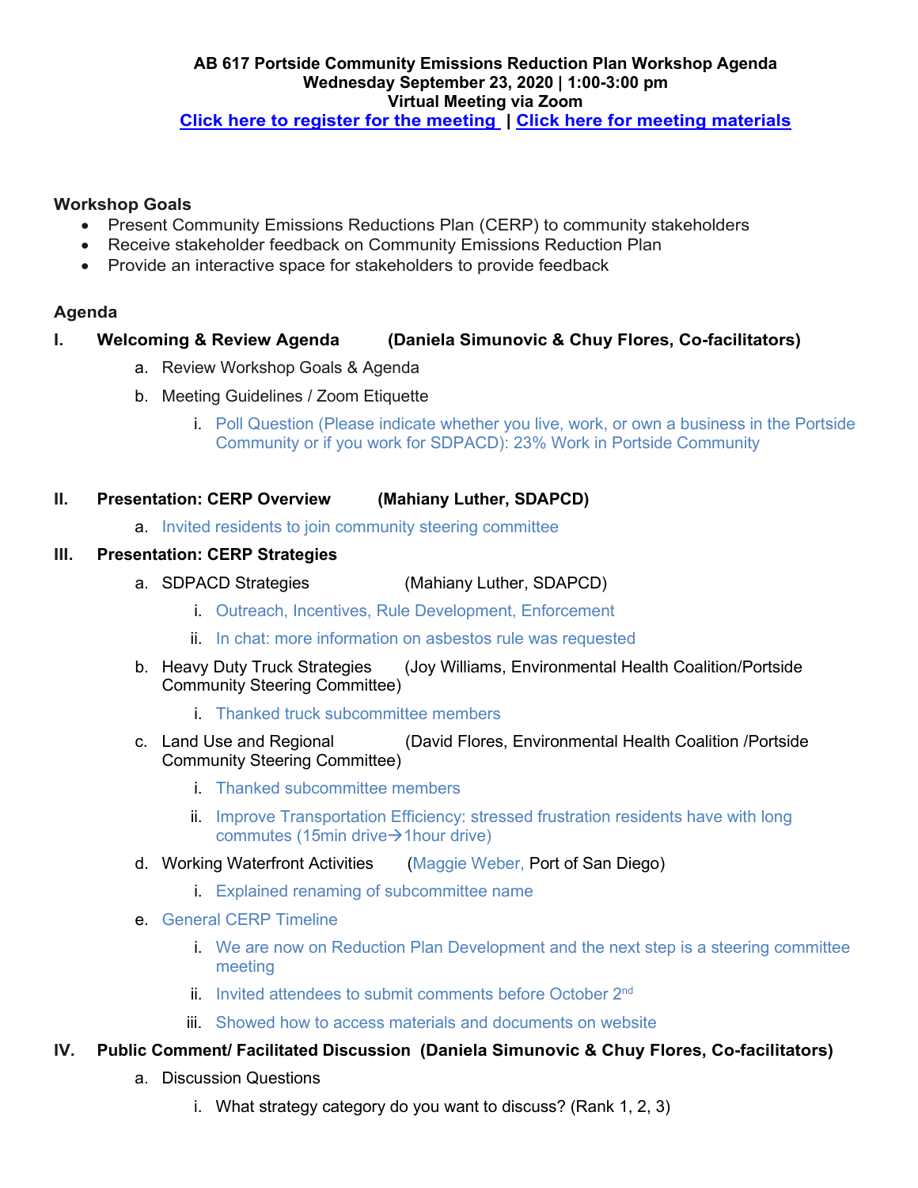**AB 617 Portside Community Emissions Reduction Plan Workshop Agenda**
**Wednesday September 23, 2020 | 1:00-3:00 pm**
**Virtual Meeting via Zoom**
**Click here to register for the meeting | Click here for meeting materials**

## Workshop Goals

- Present Community Emissions Reductions Plan (CERP) to community stakeholders
- Receive stakeholder feedback on Community Emissions Reduction Plan
- Provide an interactive space for stakeholders to provide feedback

## Agenda

**I. Welcoming & Review Agenda (Daniela Simunovic & Chuy Flores, Co-facilitators)**

a. Review Workshop Goals & Agenda

b. Meeting Guidelines / Zoom Etiquette

i. Poll Question (Please indicate whether you live, work, or own a business in the Portside Community or if you work for SDPACD): 23% Work in Portside Community

**II. Presentation: CERP Overview (Mahiany Luther, SDAPCD)**

a. Invited residents to join community steering committee

**III. Presentation: CERP Strategies**

a. SDPACD Strategies (Mahiany Luther, SDAPCD)

i. Outreach, Incentives, Rule Development, Enforcement

ii. In chat: more information on asbestos rule was requested

b. Heavy Duty Truck Strategies (Joy Williams, Environmental Health Coalition/Portside Community Steering Committee)

i. Thanked truck subcommittee members

c. Land Use and Regional (David Flores, Environmental Health Coalition /Portside Community Steering Committee)

i. Thanked subcommittee members

ii. Improve Transportation Efficiency: stressed frustration residents have with long commutes (15min drive→1hour drive)

d. Working Waterfront Activities (Maggie Weber, Port of San Diego)

i. Explained renaming of subcommittee name

e. General CERP Timeline

i. We are now on Reduction Plan Development and the next step is a steering committee meeting

ii. Invited attendees to submit comments before October 2nd

iii. Showed how to access materials and documents on website

**IV. Public Comment/ Facilitated Discussion (Daniela Simunovic & Chuy Flores, Co-facilitators)**

a. Discussion Questions

i. What strategy category do you want to discuss? (Rank 1, 2, 3)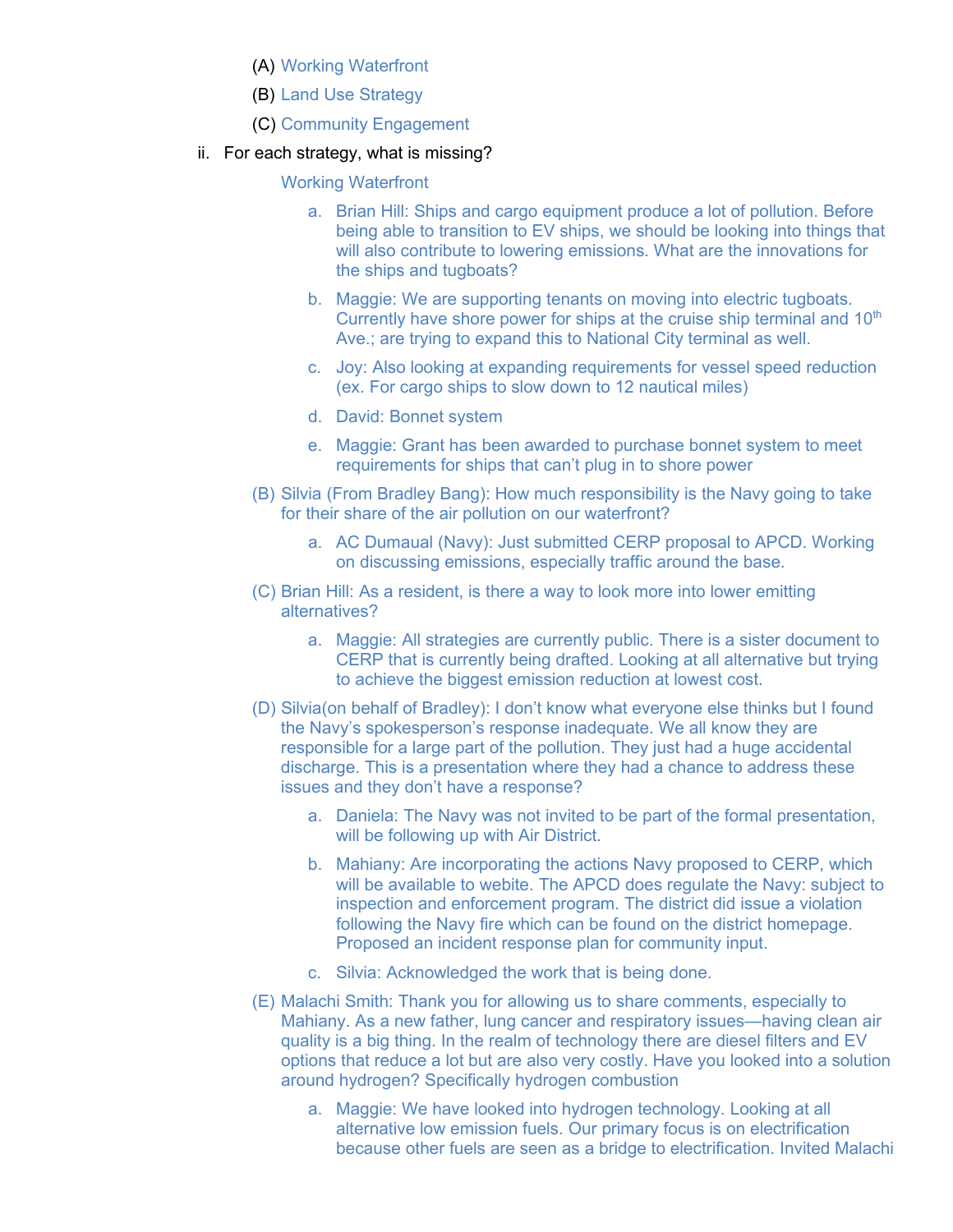(A) Working Waterfront

(B) Land Use Strategy

(C) Community Engagement

ii. For each strategy, what is missing?

Working Waterfront

a. Brian Hill: Ships and cargo equipment produce a lot of pollution. Before being able to transition to EV ships, we should be looking into things that will also contribute to lowering emissions. What are the innovations for the ships and tugboats?

b. Maggie: We are supporting tenants on moving into electric tugboats. Currently have shore power for ships at the cruise ship terminal and 10th Ave.; are trying to expand this to National City terminal as well.

c. Joy: Also looking at expanding requirements for vessel speed reduction (ex. For cargo ships to slow down to 12 nautical miles)

d. David: Bonnet system

e. Maggie: Grant has been awarded to purchase bonnet system to meet requirements for ships that can't plug in to shore power

(B) Silvia (From Bradley Bang): How much responsibility is the Navy going to take for their share of the air pollution on our waterfront?

a. AC Dumaual (Navy): Just submitted CERP proposal to APCD. Working on discussing emissions, especially traffic around the base.

(C) Brian Hill: As a resident, is there a way to look more into lower emitting alternatives?

a. Maggie: All strategies are currently public. There is a sister document to CERP that is currently being drafted. Looking at all alternative but trying to achieve the biggest emission reduction at lowest cost.

(D) Silvia(on behalf of Bradley): I don't know what everyone else thinks but I found the Navy's spokesperson's response inadequate. We all know they are responsible for a large part of the pollution. They just had a huge accidental discharge. This is a presentation where they had a chance to address these issues and they don't have a response?

a. Daniela: The Navy was not invited to be part of the formal presentation, will be following up with Air District.

b. Mahiany: Are incorporating the actions Navy proposed to CERP, which will be available to webite. The APCD does regulate the Navy: subject to inspection and enforcement program. The district did issue a violation following the Navy fire which can be found on the district homepage. Proposed an incident response plan for community input.

c. Silvia: Acknowledged the work that is being done.

(E) Malachi Smith: Thank you for allowing us to share comments, especially to Mahiany. As a new father, lung cancer and respiratory issues—having clean air quality is a big thing. In the realm of technology there are diesel filters and EV options that reduce a lot but are also very costly. Have you looked into a solution around hydrogen? Specifically hydrogen combustion

a. Maggie: We have looked into hydrogen technology. Looking at all alternative low emission fuels. Our primary focus is on electrification because other fuels are seen as a bridge to electrification. Invited Malachi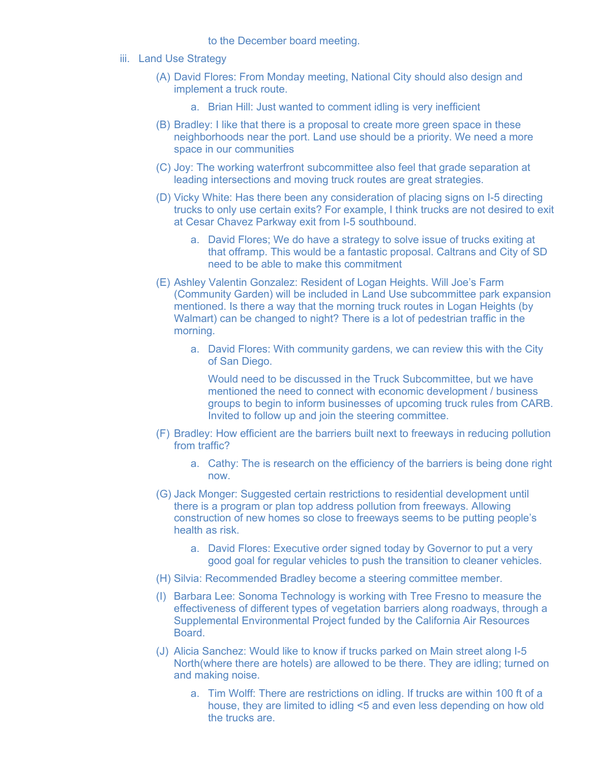to the December board meeting.

iii. Land Use Strategy

(A) David Flores: From Monday meeting, National City should also design and implement a truck route.

a. Brian Hill: Just wanted to comment idling is very inefficient

(B) Bradley: I like that there is a proposal to create more green space in these neighborhoods near the port. Land use should be a priority. We need a more space in our communities

(C) Joy: The working waterfront subcommittee also feel that grade separation at leading intersections and moving truck routes are great strategies.

(D) Vicky White: Has there been any consideration of placing signs on I-5 directing trucks to only use certain exits? For example, I think trucks are not desired to exit at Cesar Chavez Parkway exit from I-5 southbound.

a. David Flores; We do have a strategy to solve issue of trucks exiting at that offramp. This would be a fantastic proposal. Caltrans and City of SD need to be able to make this commitment

(E) Ashley Valentin Gonzalez: Resident of Logan Heights. Will Joe's Farm (Community Garden) will be included in Land Use subcommittee park expansion mentioned. Is there a way that the morning truck routes in Logan Heights (by Walmart) can be changed to night? There is a lot of pedestrian traffic in the morning.

a. David Flores: With community gardens, we can review this with the City of San Diego.

Would need to be discussed in the Truck Subcommittee, but we have mentioned the need to connect with economic development / business groups to begin to inform businesses of upcoming truck rules from CARB. Invited to follow up and join the steering committee.

(F) Bradley: How efficient are the barriers built next to freeways in reducing pollution from traffic?

a. Cathy: The is research on the efficiency of the barriers is being done right now.

(G) Jack Monger: Suggested certain restrictions to residential development until there is a program or plan top address pollution from freeways. Allowing construction of new homes so close to freeways seems to be putting people's health as risk.

a. David Flores: Executive order signed today by Governor to put a very good goal for regular vehicles to push the transition to cleaner vehicles.

(H) Silvia: Recommended Bradley become a steering committee member.

(I) Barbara Lee: Sonoma Technology is working with Tree Fresno to measure the effectiveness of different types of vegetation barriers along roadways, through a Supplemental Environmental Project funded by the California Air Resources Board.

(J) Alicia Sanchez: Would like to know if trucks parked on Main street along I-5 North(where there are hotels) are allowed to be there. They are idling; turned on and making noise.

a. Tim Wolff: There are restrictions on idling. If trucks are within 100 ft of a house, they are limited to idling <5 and even less depending on how old the trucks are.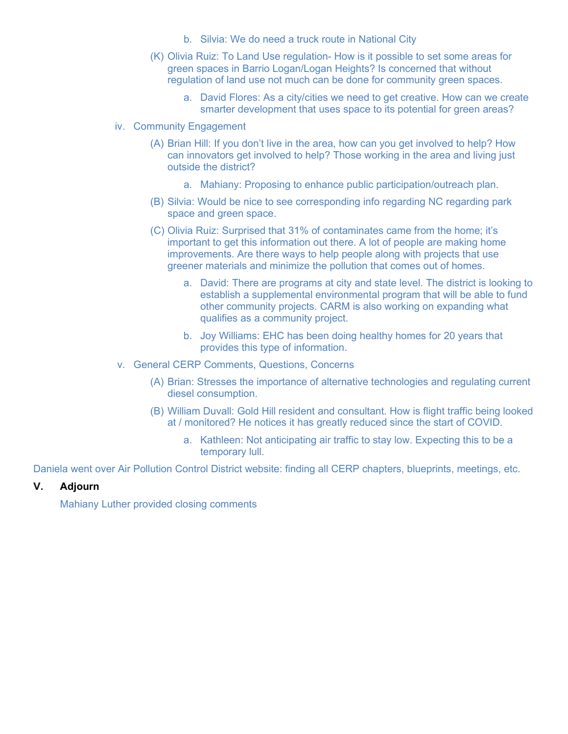b. Silvia: We do need a truck route in National City

(K) Olivia Ruiz: To Land Use regulation- How is it possible to set some areas for green spaces in Barrio Logan/Logan Heights? Is concerned that without regulation of land use not much can be done for community green spaces.

a. David Flores: As a city/cities we need to get creative. How can we create smarter development that uses space to its potential for green areas?

iv. Community Engagement

(A) Brian Hill: If you don't live in the area, how can you get involved to help? How can innovators get involved to help? Those working in the area and living just outside the district?

a. Mahiany: Proposing to enhance public participation/outreach plan.

(B) Silvia: Would be nice to see corresponding info regarding NC regarding park space and green space.

(C) Olivia Ruiz: Surprised that 31% of contaminates came from the home; it's important to get this information out there. A lot of people are making home improvements. Are there ways to help people along with projects that use greener materials and minimize the pollution that comes out of homes.

a. David: There are programs at city and state level. The district is looking to establish a supplemental environmental program that will be able to fund other community projects. CARM is also working on expanding what qualifies as a community project.

b. Joy Williams: EHC has been doing healthy homes for 20 years that provides this type of information.

v. General CERP Comments, Questions, Concerns

(A) Brian: Stresses the importance of alternative technologies and regulating current diesel consumption.

(B) William Duvall: Gold Hill resident and consultant. How is flight traffic being looked at / monitored? He notices it has greatly reduced since the start of COVID.

a. Kathleen: Not anticipating air traffic to stay low. Expecting this to be a temporary lull.

Daniela went over Air Pollution Control District website: finding all CERP chapters, blueprints, meetings, etc.

**V. Adjourn**

Mahiany Luther provided closing comments